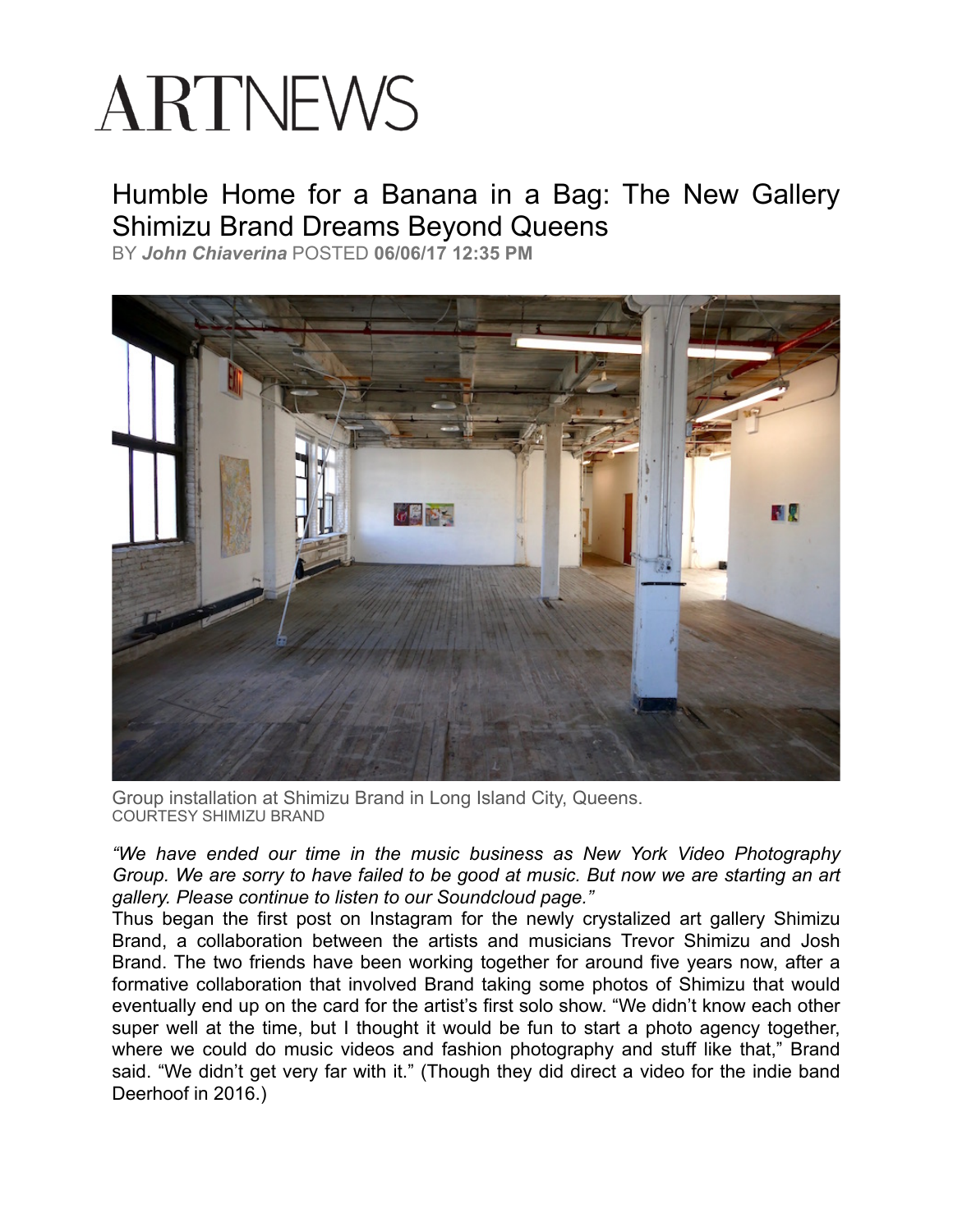# ARTNEWS

## Humble Home for a Banana in a Bag: The New Gallery Shimizu Brand Dreams Beyond Queens

BY ***John Chiaverina*** POSTED **06/06/17 12:35 PM**

Group installation at Shimizu Brand in Long Island City, Queens.
COURTESY SHIMIZU BRAND

*"We have ended our time in the music business as New York Video Photography Group. We are sorry to have failed to be good at music. But now we are starting an art gallery. Please continue to listen to our Soundcloud page."*

Thus began the first post on Instagram for the newly crystalized art gallery Shimizu Brand, a collaboration between the artists and musicians Trevor Shimizu and Josh Brand. The two friends have been working together for around five years now, after a formative collaboration that involved Brand taking some photos of Shimizu that would eventually end up on the card for the artist's first solo show. "We didn't know each other super well at the time, but I thought it would be fun to start a photo agency together, where we could do music videos and fashion photography and stuff like that," Brand said. "We didn't get very far with it." (Though they did direct a video for the indie band Deerhoof in 2016.)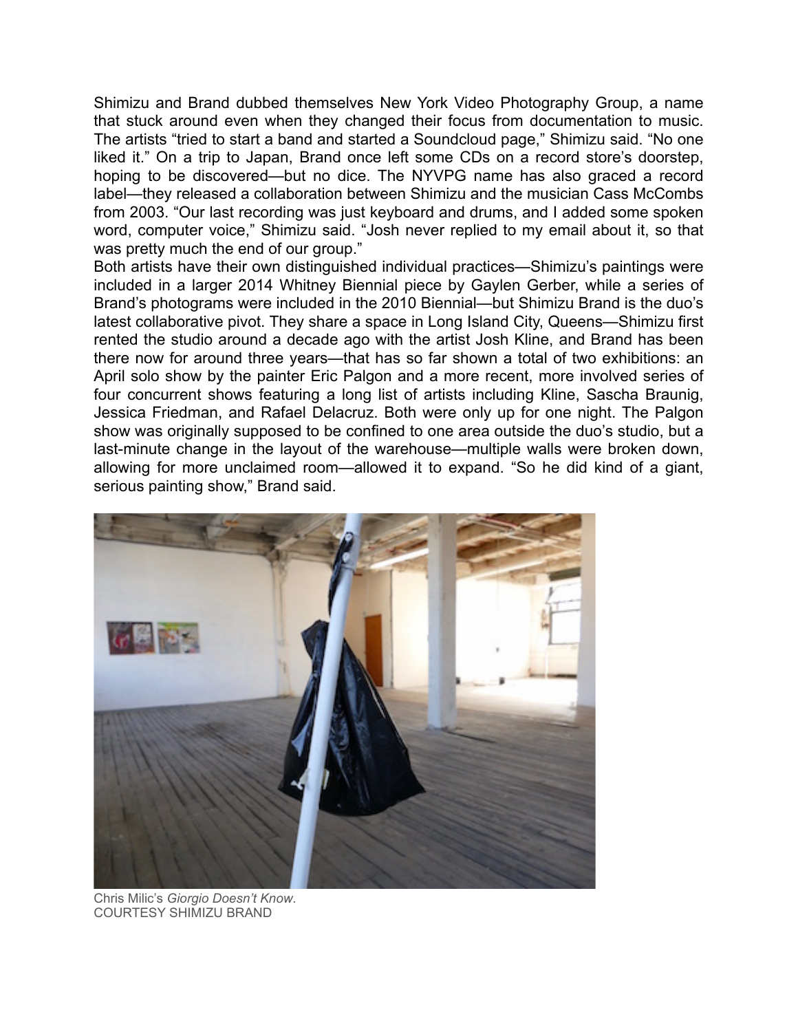Shimizu and Brand dubbed themselves New York Video Photography Group, a name that stuck around even when they changed their focus from documentation to music. The artists "tried to start a band and started a Soundcloud page," Shimizu said. "No one liked it." On a trip to Japan, Brand once left some CDs on a record store's doorstep, hoping to be discovered—but no dice. The NYVPG name has also graced a record label—they released a collaboration between Shimizu and the musician Cass McCombs from 2003. "Our last recording was just keyboard and drums, and I added some spoken word, computer voice," Shimizu said. "Josh never replied to my email about it, so that was pretty much the end of our group."

Both artists have their own distinguished individual practices—Shimizu's paintings were included in a larger 2014 Whitney Biennial piece by Gaylen Gerber, while a series of Brand's photograms were included in the 2010 Biennial—but Shimizu Brand is the duo's latest collaborative pivot. They share a space in Long Island City, Queens—Shimizu first rented the studio around a decade ago with the artist Josh Kline, and Brand has been there now for around three years—that has so far shown a total of two exhibitions: an April solo show by the painter Eric Palgon and a more recent, more involved series of four concurrent shows featuring a long list of artists including Kline, Sascha Braunig, Jessica Friedman, and Rafael Delacruz. Both were only up for one night. The Palgon show was originally supposed to be confined to one area outside the duo's studio, but a last-minute change in the layout of the warehouse—multiple walls were broken down, allowing for more unclaimed room—allowed it to expand. "So he did kind of a giant, serious painting show," Brand said.

Chris Milic's *Giorgio Doesn't Know*.
COURTESY SHIMIZU BRAND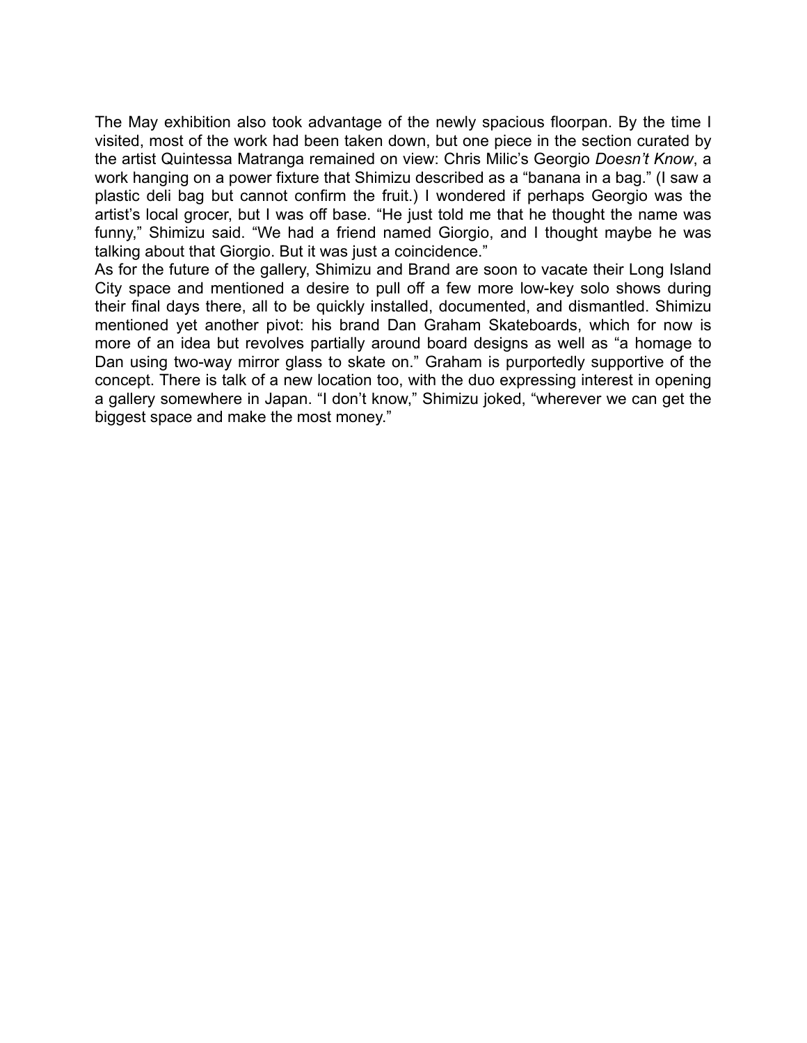The May exhibition also took advantage of the newly spacious floorpan. By the time I visited, most of the work had been taken down, but one piece in the section curated by the artist Quintessa Matranga remained on view: Chris Milic's Georgio *Doesn't Know*, a work hanging on a power fixture that Shimizu described as a "banana in a bag." (I saw a plastic deli bag but cannot confirm the fruit.) I wondered if perhaps Georgio was the artist's local grocer, but I was off base. "He just told me that he thought the name was funny," Shimizu said. "We had a friend named Giorgio, and I thought maybe he was talking about that Giorgio. But it was just a coincidence."

As for the future of the gallery, Shimizu and Brand are soon to vacate their Long Island City space and mentioned a desire to pull off a few more low-key solo shows during their final days there, all to be quickly installed, documented, and dismantled. Shimizu mentioned yet another pivot: his brand Dan Graham Skateboards, which for now is more of an idea but revolves partially around board designs as well as "a homage to Dan using two-way mirror glass to skate on." Graham is purportedly supportive of the concept. There is talk of a new location too, with the duo expressing interest in opening a gallery somewhere in Japan. "I don't know," Shimizu joked, "wherever we can get the biggest space and make the most money."